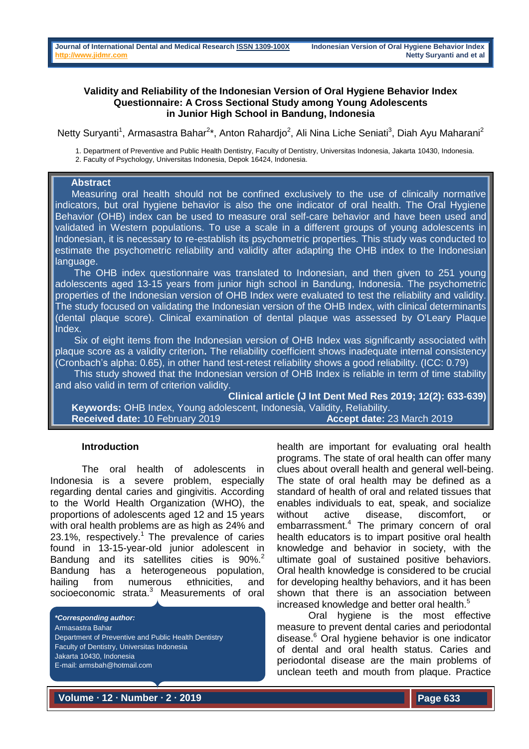# Validity and Reliability of the Indonesian Version of Oral Hygiene Behavior Index Questionnaire: A Cross Sectional Study among Young Adolescents in Junior High School in Bandung, Indonesia

Netty Suryanti[1], Armasastra Bahar[2]*, Anton Rahardjo[2], Ali Nina Liche Seniati[3], Diah Ayu Maharani[2]

1. Department of Preventive and Public Health Dentistry, Faculty of Dentistry, Universitas Indonesia, Jakarta 10430, Indonesia.
2. Faculty of Psychology, Universitas Indonesia, Depok 16424, Indonesia.

## Abstract

Measuring oral health should not be confined exclusively to the use of clinically normative indicators, but oral hygiene behavior is also the one indicator of oral health. The Oral Hygiene Behavior (OHB) index can be used to measure oral self-care behavior and have been used and validated in Western populations. To use a scale in a different groups of young adolescents in Indonesian, it is necessary to re-establish its psychometric properties. This study was conducted to estimate the psychometric reliability and validity after adapting the OHB index to the Indonesian language.

The OHB index questionnaire was translated to Indonesian, and then given to 251 young adolescents aged 13-15 years from junior high school in Bandung, Indonesia. The psychometric properties of the Indonesian version of OHB Index were evaluated to test the reliability and validity. The study focused on validating the Indonesian version of the OHB Index, with clinical determinants (dental plaque score). Clinical examination of dental plaque was assessed by O'Leary Plaque Index.

Six of eight items from the Indonesian version of OHB Index was significantly associated with plaque score as a validity criterion**.** The reliability coefficient shows inadequate internal consistency (Cronbach's alpha: 0.65), in other hand test-retest reliability shows a good reliability. (ICC: 0.79)

This study showed that the Indonesian version of OHB Index is reliable in term of time stability and also valid in term of criterion validity.

**Clinical article (J Int Dent Med Res 2019; 12(2): 633-639)**

**Keywords:** OHB Index, Young adolescent, Indonesia, Validity, Reliability.

**Received date:** 10 February 2019 **Accept date:** 23 March 2019

## Introduction

The oral health of adolescents in Indonesia is a severe problem, especially regarding dental caries and gingivitis. According to the World Health Organization (WHO), the proportions of adolescents aged 12 and 15 years with oral health problems are as high as 24% and 23.1%, respectively.[1] The prevalence of caries found in 13-15-year-old junior adolescent in Bandung and its satellites cities is 90%.[2] Bandung has a heterogeneous population, hailing from numerous ethnicities, and socioeconomic strata.[3] Measurements of oral health are important for evaluating oral health programs. The state of oral health can offer many clues about overall health and general well-being. The state of oral health may be defined as a standard of health of oral and related tissues that enables individuals to eat, speak, and socialize without active disease, discomfort, or embarrassment.[4] The primary concern of oral health educators is to impart positive oral health knowledge and behavior in society, with the ultimate goal of sustained positive behaviors. Oral health knowledge is considered to be crucial for developing healthy behaviors, and it has been shown that there is an association between increased knowledge and better oral health.[5]

Oral hygiene is the most effective measure to prevent dental caries and periodontal disease.[6] Oral hygiene behavior is one indicator of dental and oral health status. Caries and periodontal disease are the main problems of unclean teeth and mouth from plaque. Practice

***Corresponding author:***
Armasastra Bahar
Department of Preventive and Public Health Dentistry
Faculty of Dentistry, Universitas Indonesia
Jakarta 10430, Indonesia
E-mail: armsbah@hotmail.com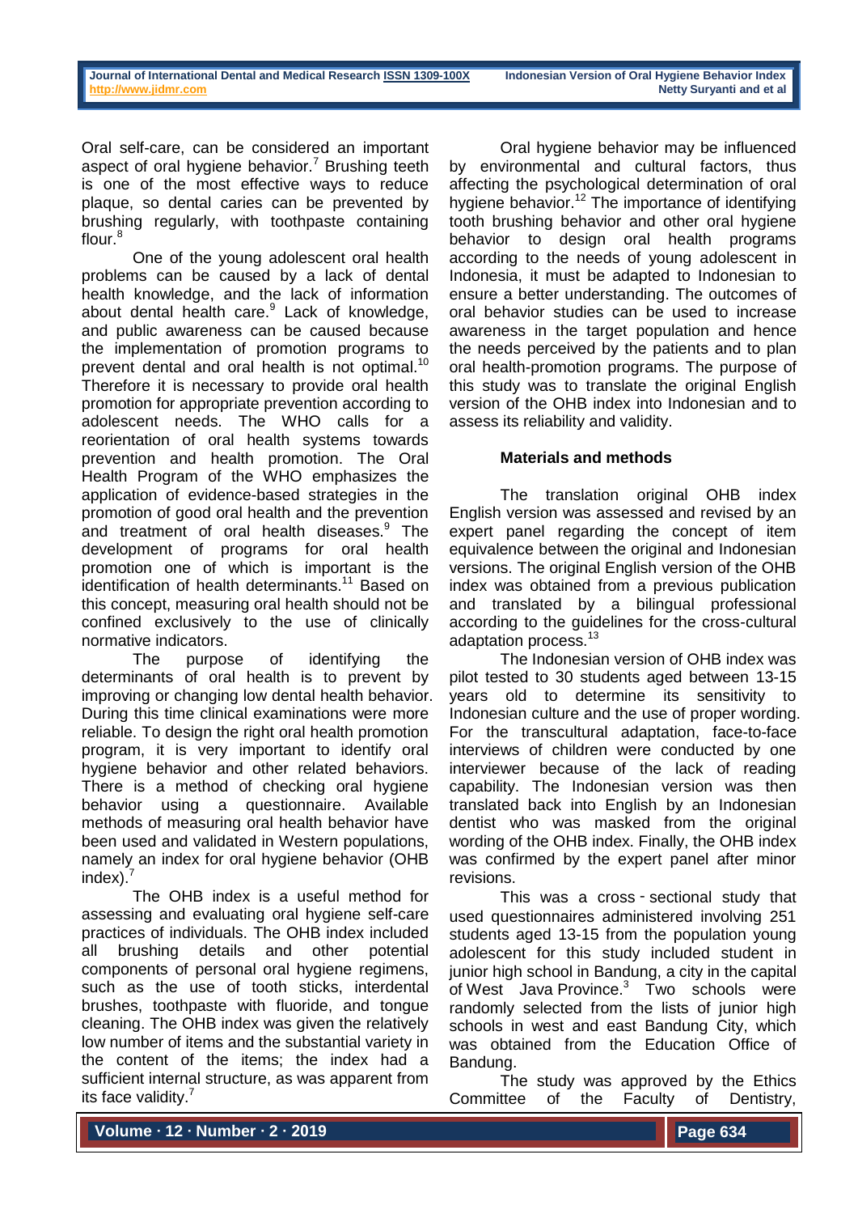Oral self-care, can be considered an important aspect of oral hygiene behavior.[7] Brushing teeth is one of the most effective ways to reduce plaque, so dental caries can be prevented by brushing regularly, with toothpaste containing flour.[8]

One of the young adolescent oral health problems can be caused by a lack of dental health knowledge, and the lack of information about dental health care.[9] Lack of knowledge, and public awareness can be caused because the implementation of promotion programs to prevent dental and oral health is not optimal.[10] Therefore it is necessary to provide oral health promotion for appropriate prevention according to adolescent needs. The WHO calls for a reorientation of oral health systems towards prevention and health promotion. The Oral Health Program of the WHO emphasizes the application of evidence-based strategies in the promotion of good oral health and the prevention and treatment of oral health diseases.[9] The development of programs for oral health promotion one of which is important is the identification of health determinants.[11] Based on this concept, measuring oral health should not be confined exclusively to the use of clinically normative indicators.

The purpose of identifying the determinants of oral health is to prevent by improving or changing low dental health behavior. During this time clinical examinations were more reliable. To design the right oral health promotion program, it is very important to identify oral hygiene behavior and other related behaviors. There is a method of checking oral hygiene behavior using a questionnaire. Available methods of measuring oral health behavior have been used and validated in Western populations, namely an index for oral hygiene behavior (OHB index).[7]

The OHB index is a useful method for assessing and evaluating oral hygiene self-care practices of individuals. The OHB index included all brushing details and other potential components of personal oral hygiene regimens, such as the use of tooth sticks, interdental brushes, toothpaste with fluoride, and tongue cleaning. The OHB index was given the relatively low number of items and the substantial variety in the content of the items; the index had a sufficient internal structure, as was apparent from its face validity.[7]

Oral hygiene behavior may be influenced by environmental and cultural factors, thus affecting the psychological determination of oral hygiene behavior.[12] The importance of identifying tooth brushing behavior and other oral hygiene behavior to design oral health programs according to the needs of young adolescent in Indonesia, it must be adapted to Indonesian to ensure a better understanding. The outcomes of oral behavior studies can be used to increase awareness in the target population and hence the needs perceived by the patients and to plan oral health-promotion programs. The purpose of this study was to translate the original English version of the OHB index into Indonesian and to assess its reliability and validity.

## Materials and methods

The translation original OHB index English version was assessed and revised by an expert panel regarding the concept of item equivalence between the original and Indonesian versions. The original English version of the OHB index was obtained from a previous publication and translated by a bilingual professional according to the guidelines for the cross-cultural adaptation process.[13]

The Indonesian version of OHB index was pilot tested to 30 students aged between 13-15 years old to determine its sensitivity to Indonesian culture and the use of proper wording. For the transcultural adaptation, face-to-face interviews of children were conducted by one interviewer because of the lack of reading capability. The Indonesian version was then translated back into English by an Indonesian dentist who was masked from the original wording of the OHB index. Finally, the OHB index was confirmed by the expert panel after minor revisions.

This was a cross‐sectional study that used questionnaires administered involving 251 students aged 13-15 from the population young adolescent for this study included student in junior high school in Bandung, a city in the capital of West Java Province.[3] Two schools were randomly selected from the lists of junior high schools in west and east Bandung City, which was obtained from the Education Office of Bandung.

The study was approved by the Ethics Committee of the Faculty of Dentistry,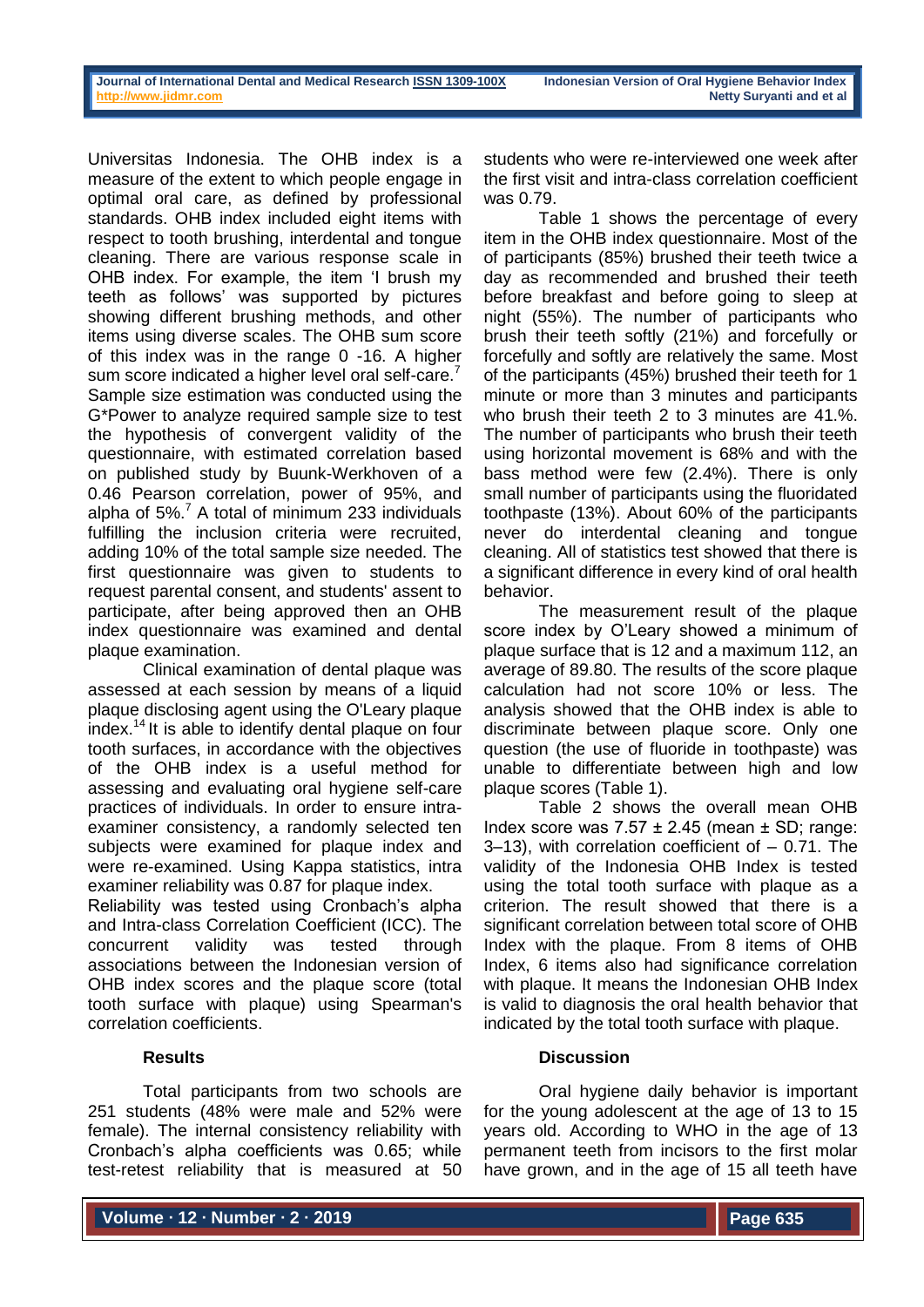Universitas Indonesia. The OHB index is a measure of the extent to which people engage in optimal oral care, as defined by professional standards. OHB index included eight items with respect to tooth brushing, interdental and tongue cleaning. There are various response scale in OHB index. For example, the item 'I brush my teeth as follows' was supported by pictures showing different brushing methods, and other items using diverse scales. The OHB sum score of this index was in the range 0 -16. A higher sum score indicated a higher level oral self-care.[7] Sample size estimation was conducted using the G*Power to analyze required sample size to test the hypothesis of convergent validity of the questionnaire, with estimated correlation based on published study by Buunk-Werkhoven of a 0.46 Pearson correlation, power of 95%, and alpha of 5%.[7] A total of minimum 233 individuals fulfilling the inclusion criteria were recruited, adding 10% of the total sample size needed. The first questionnaire was given to students to request parental consent, and students' assent to participate, after being approved then an OHB index questionnaire was examined and dental plaque examination.

Clinical examination of dental plaque was assessed at each session by means of a liquid plaque disclosing agent using the O'Leary plaque index.[14] It is able to identify dental plaque on four tooth surfaces, in accordance with the objectives of the OHB index is a useful method for assessing and evaluating oral hygiene self-care practices of individuals. In order to ensure intra-examiner consistency, a randomly selected ten subjects were examined for plaque index and were re-examined. Using Kappa statistics, intra examiner reliability was 0.87 for plaque index.

Reliability was tested using Cronbach's alpha and Intra-class Correlation Coefficient (ICC). The concurrent validity was tested through associations between the Indonesian version of OHB index scores and the plaque score (total tooth surface with plaque) using Spearman's correlation coefficients.

## Results

Total participants from two schools are 251 students (48% were male and 52% were female). The internal consistency reliability with Cronbach's alpha coefficients was 0.65; while test-retest reliability that is measured at 50 students who were re-interviewed one week after the first visit and intra-class correlation coefficient was 0.79.

Table 1 shows the percentage of every item in the OHB index questionnaire. Most of the of participants (85%) brushed their teeth twice a day as recommended and brushed their teeth before breakfast and before going to sleep at night (55%). The number of participants who brush their teeth softly (21%) and forcefully or forcefully and softly are relatively the same. Most of the participants (45%) brushed their teeth for 1 minute or more than 3 minutes and participants who brush their teeth 2 to 3 minutes are 41.%. The number of participants who brush their teeth using horizontal movement is 68% and with the bass method were few (2.4%). There is only small number of participants using the fluoridated toothpaste (13%). About 60% of the participants never do interdental cleaning and tongue cleaning. All of statistics test showed that there is a significant difference in every kind of oral health behavior.

The measurement result of the plaque score index by O'Leary showed a minimum of plaque surface that is 12 and a maximum 112, an average of 89.80. The results of the score plaque calculation had not score 10% or less. The analysis showed that the OHB index is able to discriminate between plaque score. Only one question (the use of fluoride in toothpaste) was unable to differentiate between high and low plaque scores (Table 1).

Table 2 shows the overall mean OHB Index score was 7.57 ± 2.45 (mean ± SD; range: 3–13), with correlation coefficient of – 0.71. The validity of the Indonesia OHB Index is tested using the total tooth surface with plaque as a criterion. The result showed that there is a significant correlation between total score of OHB Index with the plaque. From 8 items of OHB Index, 6 items also had significance correlation with plaque. It means the Indonesian OHB Index is valid to diagnosis the oral health behavior that indicated by the total tooth surface with plaque.

## Discussion

Oral hygiene daily behavior is important for the young adolescent at the age of 13 to 15 years old. According to WHO in the age of 13 permanent teeth from incisors to the first molar have grown, and in the age of 15 all teeth have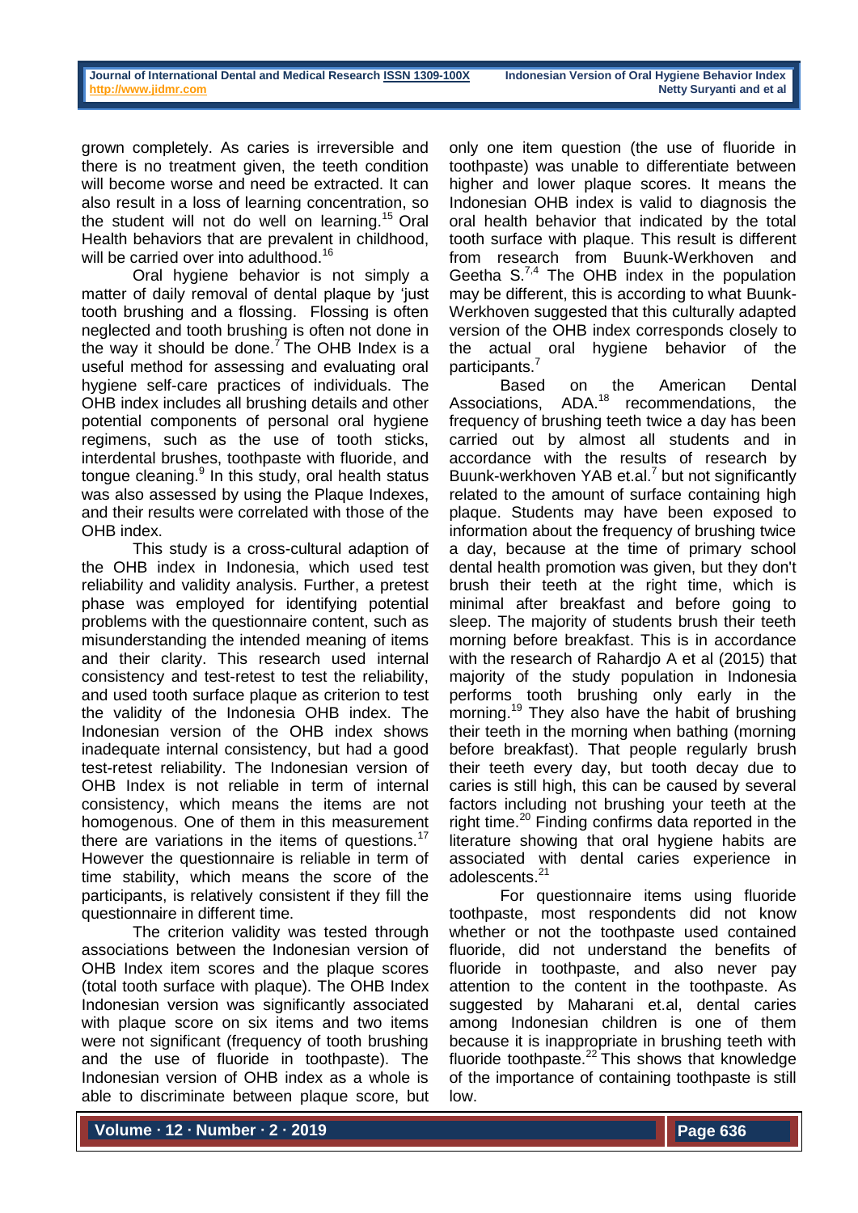grown completely. As caries is irreversible and there is no treatment given, the teeth condition will become worse and need be extracted. It can also result in a loss of learning concentration, so the student will not do well on learning.[15] Oral Health behaviors that are prevalent in childhood, will be carried over into adulthood.[16]

Oral hygiene behavior is not simply a matter of daily removal of dental plaque by 'just tooth brushing and a flossing. Flossing is often neglected and tooth brushing is often not done in the way it should be done.[7] The OHB Index is a useful method for assessing and evaluating oral hygiene self-care practices of individuals. The OHB index includes all brushing details and other potential components of personal oral hygiene regimens, such as the use of tooth sticks, interdental brushes, toothpaste with fluoride, and tongue cleaning.[9] In this study, oral health status was also assessed by using the Plaque Indexes, and their results were correlated with those of the OHB index.

This study is a cross-cultural adaption of the OHB index in Indonesia, which used test reliability and validity analysis. Further, a pretest phase was employed for identifying potential problems with the questionnaire content, such as misunderstanding the intended meaning of items and their clarity. This research used internal consistency and test-retest to test the reliability, and used tooth surface plaque as criterion to test the validity of the Indonesia OHB index. The Indonesian version of the OHB index shows inadequate internal consistency, but had a good test-retest reliability. The Indonesian version of OHB Index is not reliable in term of internal consistency, which means the items are not homogenous. One of them in this measurement there are variations in the items of questions.[17] However the questionnaire is reliable in term of time stability, which means the score of the participants, is relatively consistent if they fill the questionnaire in different time.

The criterion validity was tested through associations between the Indonesian version of OHB Index item scores and the plaque scores (total tooth surface with plaque). The OHB Index Indonesian version was significantly associated with plaque score on six items and two items were not significant (frequency of tooth brushing and the use of fluoride in toothpaste). The Indonesian version of OHB index as a whole is able to discriminate between plaque score, but only one item question (the use of fluoride in toothpaste) was unable to differentiate between higher and lower plaque scores. It means the Indonesian OHB index is valid to diagnosis the oral health behavior that indicated by the total tooth surface with plaque. This result is different from research from Buunk-Werkhoven and Geetha S.[7,4] The OHB index in the population may be different, this is according to what Buunk-Werkhoven suggested that this culturally adapted version of the OHB index corresponds closely to the actual oral hygiene behavior of the participants.[7]

Based on the American Dental Associations, ADA.[18] recommendations, the frequency of brushing teeth twice a day has been carried out by almost all students and in accordance with the results of research by Buunk-werkhoven YAB et.al.[7] but not significantly related to the amount of surface containing high plaque. Students may have been exposed to information about the frequency of brushing twice a day, because at the time of primary school dental health promotion was given, but they don't brush their teeth at the right time, which is minimal after breakfast and before going to sleep. The majority of students brush their teeth morning before breakfast. This is in accordance with the research of Rahardjo A et al (2015) that majority of the study population in Indonesia performs tooth brushing only early in the morning.[19] They also have the habit of brushing their teeth in the morning when bathing (morning before breakfast. That people regularly brush their teeth every day, but tooth decay due to caries is still high, this can be caused by several factors including not brushing your teeth at the right time.[20] Finding confirms data reported in the literature showing that oral hygiene habits are associated with dental caries experience in adolescents.[21]

For questionnaire items using fluoride toothpaste, most respondents did not know whether or not the toothpaste used contained fluoride, did not understand the benefits of fluoride in toothpaste, and also never pay attention to the content in the toothpaste. As suggested by Maharani et.al, dental caries among Indonesian children is one of them because it is inappropriate in brushing teeth with fluoride toothpaste.[22] This shows that knowledge of the importance of containing toothpaste is still low.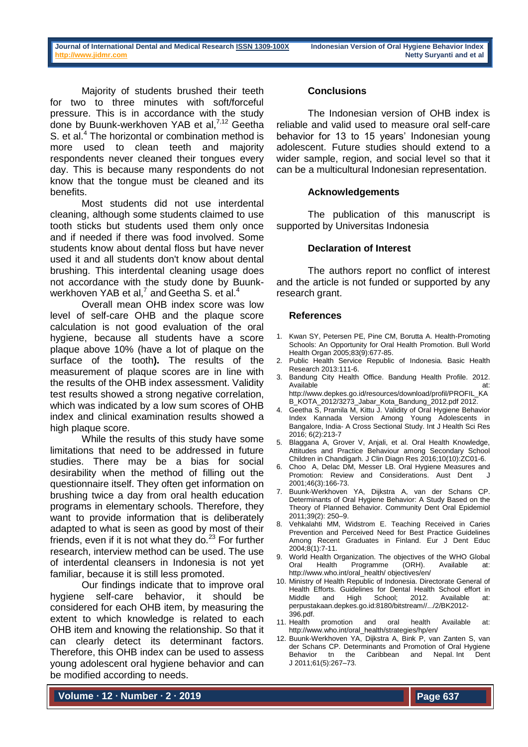Majority of students brushed their teeth for two to three minutes with soft/forceful pressure. This is in accordance with the study done by Buunk-werkhoven YAB et al,[7,12] Geetha S. et al.[4] The horizontal or combination method is more used to clean teeth and majority respondents never cleaned their tongues every day. This is because many respondents do not know that the tongue must be cleaned and its benefits.

Most students did not use interdental cleaning, although some students claimed to use tooth sticks but students used them only once and if needed if there was food involved. Some students know about dental floss but have never used it and all students don't know about dental brushing. This interdental cleaning usage does not accordance with the study done by Buunk-werkhoven YAB et al,[7] and Geetha S. et al.[4]

Overall mean OHB index score was low level of self-care OHB and the plaque score calculation is not good evaluation of the oral hygiene, because all students have a score plaque above 10% (have a lot of plaque on the surface of the tooth**).** The results of the measurement of plaque scores are in line with the results of the OHB index assessment. Validity test results showed a strong negative correlation, which was indicated by a low sum scores of OHB index and clinical examination results showed a high plaque score.

While the results of this study have some limitations that need to be addressed in future studies. There may be a bias for social desirability when the method of filling out the questionnaire itself. They often get information on brushing twice a day from oral health education programs in elementary schools. Therefore, they want to provide information that is deliberately adapted to what is seen as good by most of their friends, even if it is not what they do.[23] For further research, interview method can be used. The use of interdental cleansers in Indonesia is not yet familiar, because it is still less promoted.

Our findings indicate that to improve oral hygiene self-care behavior, it should be considered for each OHB item, by measuring the extent to which knowledge is related to each OHB item and knowing the relationship. So that it can clearly detect its determinant factors. Therefore, this OHB index can be used to assess young adolescent oral hygiene behavior and can be modified according to needs.

## Conclusions

The Indonesian version of OHB index is reliable and valid used to measure oral self-care behavior for 13 to 15 years' Indonesian young adolescent. Future studies should extend to a wider sample, region, and social level so that it can be a multicultural Indonesian representation.

## Acknowledgements

The publication of this manuscript is supported by Universitas Indonesia

## Declaration of Interest

The authors report no conflict of interest and the article is not funded or supported by any research grant.

## References

1. Kwan SY, Petersen PE, Pine CM, Borutta A. Health-Promoting Schools: An Opportunity for Oral Health Promotion. Bull World Health Organ 2005;83(9):677-85.
2. Public Health Service Republic of Indonesia. Basic Health Research 2013:111-6.
3. Bandung City Health Office. Bandung Health Profile. 2012. Available at: http://www.depkes.go.id/resources/download/profil/PROFIL_KAB_KOTA_2012/3273_Jabar_Kota_Bandung_2012.pdf 2012.
4. Geetha S, Pramila M, Kittu J. Validity of Oral Hygiene Behavior Index Kannada Version Among Young Adolescents in Bangalore, India- A Cross Sectional Study. Int J Health Sci Res 2016; 6(2):213-7
5. Blaggana A, Grover V, Anjali, et al. Oral Health Knowledge, Attitudes and Practice Behaviour among Secondary School Children in Chandigarh. J Clin Diagn Res 2016;10(10):ZC01-6.
6. Choo A, Delac DM, Messer LB. Oral Hygiene Measures and Promotion: Review and Considerations. Aust Dent J 2001;46(3):166-73.
7. Buunk-Werkhoven YA, Dijkstra A, van der Schans CP. Determinants of Oral Hygiene Behavior: A Study Based on the Theory of Planned Behavior. Community Dent Oral Epidemiol 2011;39(2): 250–9.
8. Vehkalahti MM, Widstrom E. Teaching Received in Caries Prevention and Perceived Need for Best Practice Guidelines Among Recent Graduates in Finland. Eur J Dent Educ 2004;8(1):7-11.
9. World Health Organization. The objectives of the WHO Global Oral Health Programme (ORH). Available at: http://www.who.int/oral_health/ objectives/en/
10. Ministry of Health Republic of Indonesia. Directorate General of Health Efforts. Guidelines for Dental Health School effort in Middle and High School; 2012. Available at: perpustakaan.depkes.go.id:8180/bitstream//.../2/BK2012-396.pdf.
11. Health promotion and oral health Available at: http://www.who.int/oral_health/strategies/hp/en/
12. Buunk-Werkhoven YA, Dijkstra A, Bink P, van Zanten S, van der Schans CP. Determinants and Promotion of Oral Hygiene Behavior tn the Caribbean and Nepal. Int Dent J 2011;61(5):267–73.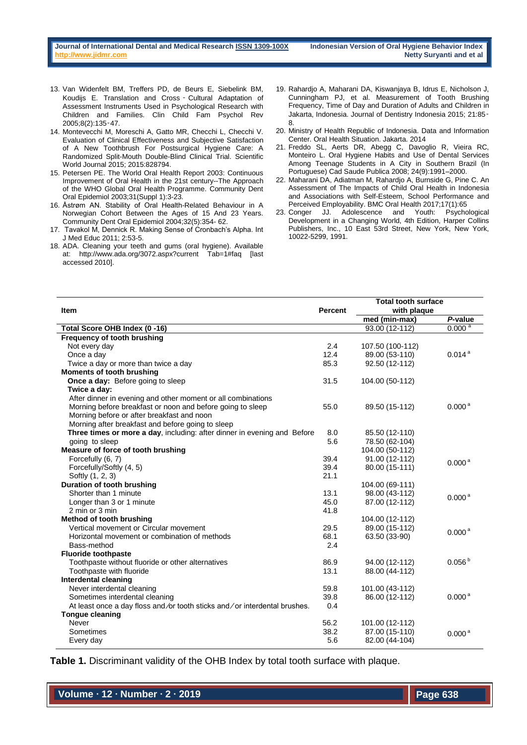13. Van Widenfelt BM, Treffers PD, de Beurs E, Siebelink BM, Koudijs E. Translation and Cross - Cultural Adaptation of Assessment Instruments Used in Psychological Research with Children and Families. Clin Child Fam Psychol Rev 2005;8(2):135-47.
14. Montevecchi M, Moreschi A, Gatto MR, Checchi L, Checchi V. Evaluation of Clinical Effectiveness and Subjective Satisfaction of A New Toothbrush For Postsurgical Hygiene Care: A Randomized Split-Mouth Double-Blind Clinical Trial. Scientific World Journal 2015; 2015:828794.
15. Petersen PE. The World Oral Health Report 2003: Continuous Improvement of Oral Health in the 21st century--The Approach of the WHO Global Oral Health Programme. Community Dent Oral Epidemiol 2003;31(Suppl 1):3-23.
16. Åstrøm AN. Stability of Oral Health-Related Behaviour in A Norwegian Cohort Between the Ages of 15 And 23 Years. Community Dent Oral Epidemiol 2004;32(5):354- 62.
17. Tavakol M, Dennick R. Making Sense of Cronbach's Alpha. Int J Med Educ 2011; 2:53-5.
18. ADA. Cleaning your teeth and gums (oral hygiene). Available at: http://www.ada.org/3072.aspx?current Tab=1#faq [last accessed 2010].
19. Rahardjo A, Maharani DA, Kiswanjaya B, Idrus E, Nicholson J, Cunningham PJ, et al. Measurement of Tooth Brushing Frequency, Time of Day and Duration of Adults and Children in Jakarta, Indonesia. Journal of Dentistry Indonesia 2015; 21:85-8.
20. Ministry of Health Republic of Indonesia. Data and Information Center. Oral Health Situation. Jakarta. 2014
21. Freddo SL, Aerts DR, Abegg C, Davoglio R, Vieira RC, Monteiro L. Oral Hygiene Habits and Use of Dental Services Among Teenage Students in A City in Southern Brazil (In Portuguese) Cad Saude Publica 2008; 24(9):1991–2000.
22. Maharani DA, Adiatman M, Rahardjo A, Burnside G, Pine C. An Assessment of The Impacts of Child Oral Health in Indonesia and Associations with Self-Esteem, School Performance and Perceived Employability. BMC Oral Health 2017;17(1):65
23. Conger JJ. Adolescence and Youth: Psychological Development in a Changing World, 4th Edition, Harper Collins Publishers, Inc., 10 East 53rd Street, New York, New York, 10022-5299, 1991.

| Item | Percent | Total tooth surface with plaque | |
|---|---|---|---|
| | | med (min-max) | *P*-value |
| **Total Score OHB Index (0 -16)** | | 93.00 (12-112) | 0.000 [a] |
| **Frequency of tooth brushing** | | | |
| Not every day | 2.4 | 107.50 (100-112) | |
| Once a day | 12.4 | 89.00 (53-110) | 0.014 [a] |
| Twice a day or more than twice a day | 85.3 | 92.50 (12-112) | |
| **Moments of tooth brushing** | | | |
| **Once a day:** Before going to sleep | 31.5 | 104.00 (50-112) | |
| **Twice a day:** | | | |
| After dinner in evening and other moment or all combinations | | | |
| Morning before breakfast or noon and before going to sleep | 55.0 | 89.50 (15-112) | 0.000 [a] |
| Morning before or after breakfast and noon | | | |
| Morning after breakfast and before going to sleep | | | |
| **Three times or more a day**, including: after dinner in evening and Before | 8.0 | 85.50 (12-110) | |
| going to sleep | 5.6 | 78.50 (62-104) | |
| **Measure of force of tooth brushing** | | 104.00 (50-112) | |
| Forcefully (6, 7) | 39.4 | 91.00 (12-112) | 0.000 [a] |
| Forcefully/Softly (4, 5) | 39.4 | 80.00 (15-111) | |
| Softly (1, 2, 3) | 21.1 | | |
| **Duration of tooth brushing** | | 104.00 (69-111) | |
| Shorter than 1 minute | 13.1 | 98.00 (43-112) | 0.000 [a] |
| Longer than 3 or 1 minute | 45.0 | 87.00 (12-112) | |
| 2 min or 3 min | 41.8 | | |
| **Method of tooth brushing** | | 104.00 (12-112) | |
| Vertical movement or Circular movement | 29.5 | 89.00 (15-112) | 0.000 [a] |
| Horizontal movement or combination of methods | 68.1 | 63.50 (33-90) | |
| Bass-method | 2.4 | | |
| **Fluoride toothpaste** | | | |
| Toothpaste without fluoride or other alternatives | 86.9 | 94.00 (12-112) | 0.056 [b] |
| Toothpaste with fluoride | 13.1 | 88.00 (44-112) | |
| **Interdental cleaning** | | | |
| Never interdental cleaning | 59.8 | 101.00 (43-112) | |
| Sometimes interdental cleaning | 39.8 | 86.00 (12-112) | 0.000 [a] |
| At least once a day floss and/or tooth sticks and/or interdental brushes. | 0.4 | | |
| **Tongue cleaning** | | | |
| Never | 56.2 | 101.00 (12-112) | |
| Sometimes | 38.2 | 87.00 (15-110) | 0.000 [a] |
| Every day | 5.6 | 82.00 (44-104) | |

**Table 1.** Discriminant validity of the OHB Index by total tooth surface with plaque.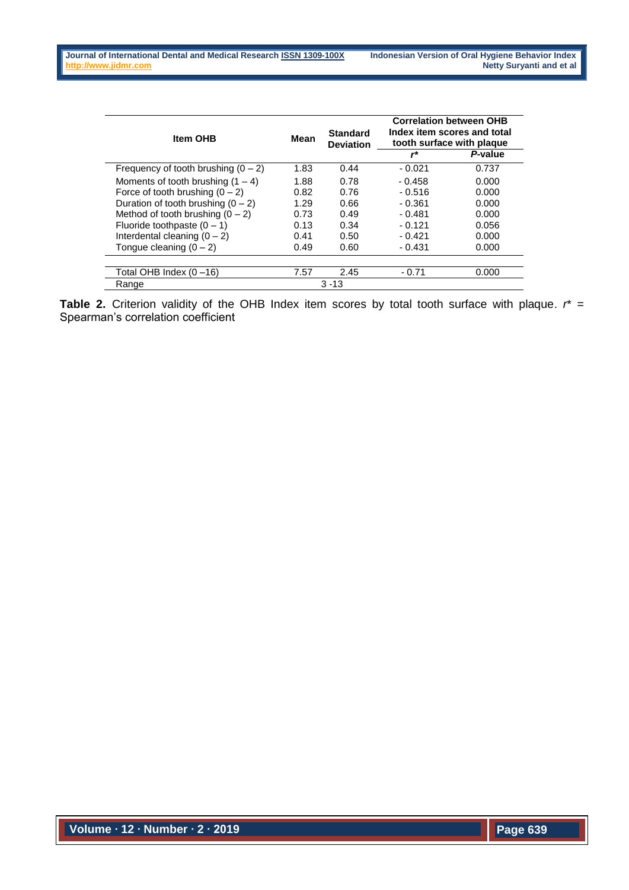| Item OHB | Mean | Standard Deviation | Correlation between OHB Index item scores and total tooth surface with plaque | |
|---|---|---|---|---|
| | | | *r** | *P*-value |
| Frequency of tooth brushing (0 – 2) | 1.83 | 0.44 | - 0.021 | 0.737 |
| Moments of tooth brushing (1 – 4) | 1.88 | 0.78 | - 0.458 | 0.000 |
| Force of tooth brushing (0 – 2) | 0.82 | 0.76 | - 0.516 | 0.000 |
| Duration of tooth brushing (0 – 2) | 1.29 | 0.66 | - 0.361 | 0.000 |
| Method of tooth brushing (0 – 2) | 0.73 | 0.49 | - 0.481 | 0.000 |
| Fluoride toothpaste (0 – 1) | 0.13 | 0.34 | - 0.121 | 0.056 |
| Interdental cleaning (0 – 2) | 0.41 | 0.50 | - 0.421 | 0.000 |
| Tongue cleaning (0 – 2) | 0.49 | 0.60 | - 0.431 | 0.000 |
| Total OHB Index (0 –16) | 7.57 | 2.45 | - 0.71 | 0.000 |
| Range | 3 -13 | | | |

**Table 2.** Criterion validity of the OHB Index item scores by total tooth surface with plaque. *r** = Spearman's correlation coefficient